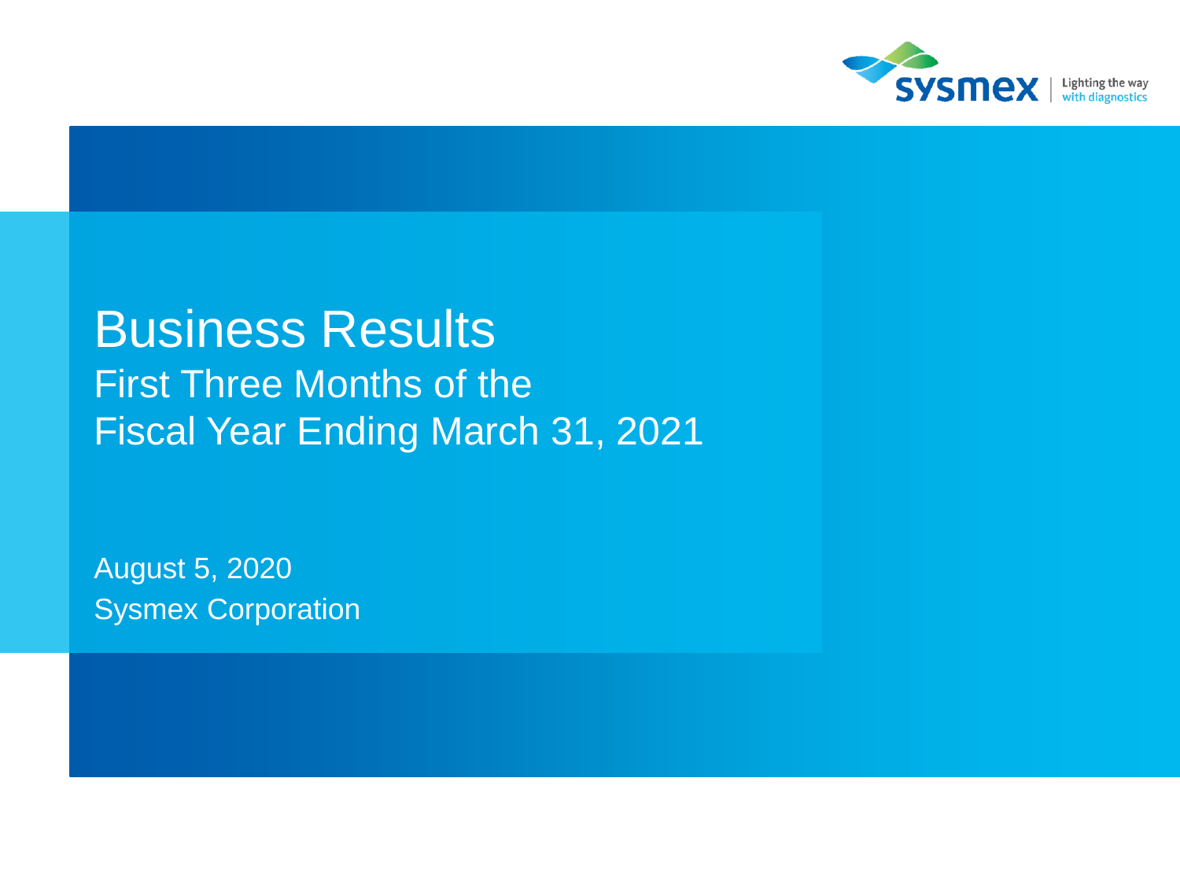sysmex | Lighting the way with diagnostics

# Business Results

## First Three Months of the Fiscal Year Ending March 31, 2021

August 5, 2020

Sysmex Corporation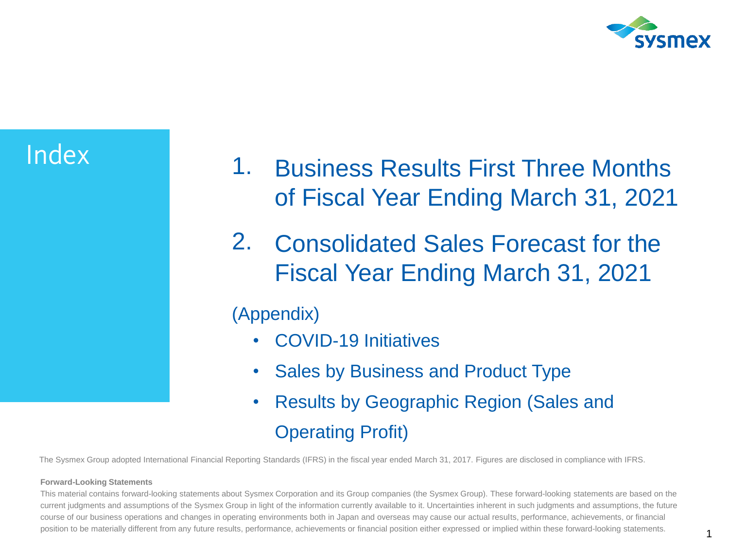# Index

1. Business Results First Three Months of Fiscal Year Ending March 31, 2021
2. Consolidated Sales Forecast for the Fiscal Year Ending March 31, 2021

(Appendix)

- COVID-19 Initiatives
- Sales by Business and Product Type
- Results by Geographic Region (Sales and Operating Profit)

The Sysmex Group adopted International Financial Reporting Standards (IFRS) in the fiscal year ended March 31, 2017. Figures are disclosed in compliance with IFRS.

**Forward-Looking Statements**

This material contains forward-looking statements about Sysmex Corporation and its Group companies (the Sysmex Group). These forward-looking statements are based on the current judgments and assumptions of the Sysmex Group in light of the information currently available to it. Uncertainties inherent in such judgments and assumptions, the future course of our business operations and changes in operating environments both in Japan and overseas may cause our actual results, performance, achievements, or financial position to be materially different from any future results, performance, achievements or financial position either expressed or implied within these forward-looking statements.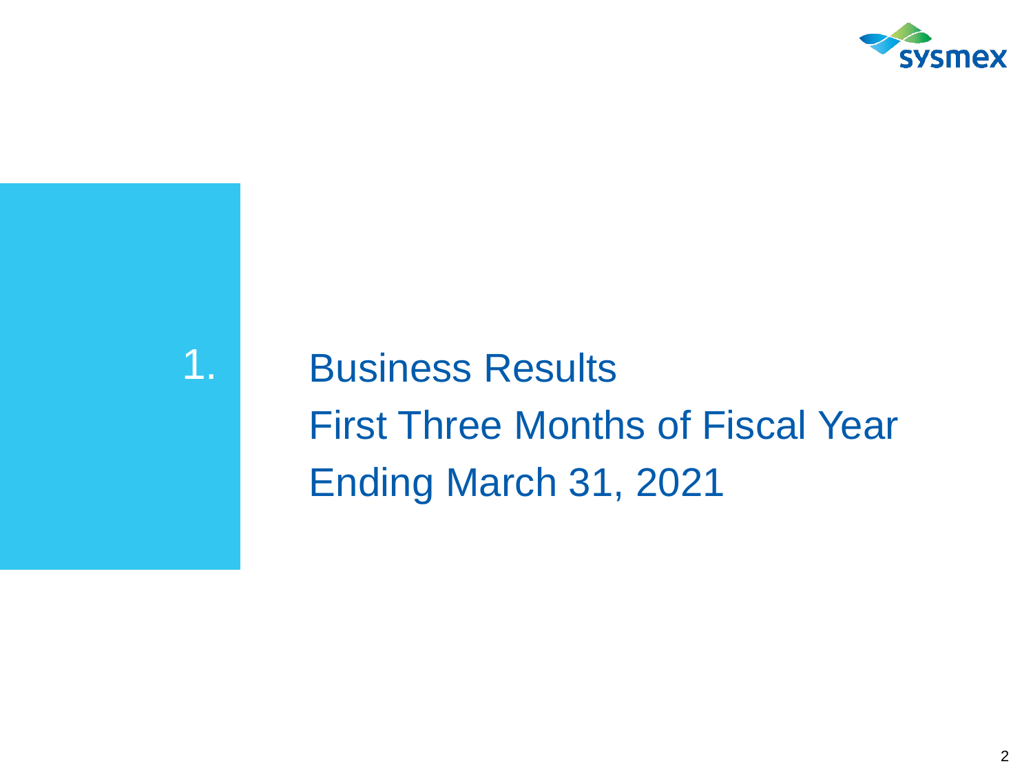# 1. Business Results First Three Months of Fiscal Year Ending March 31, 2021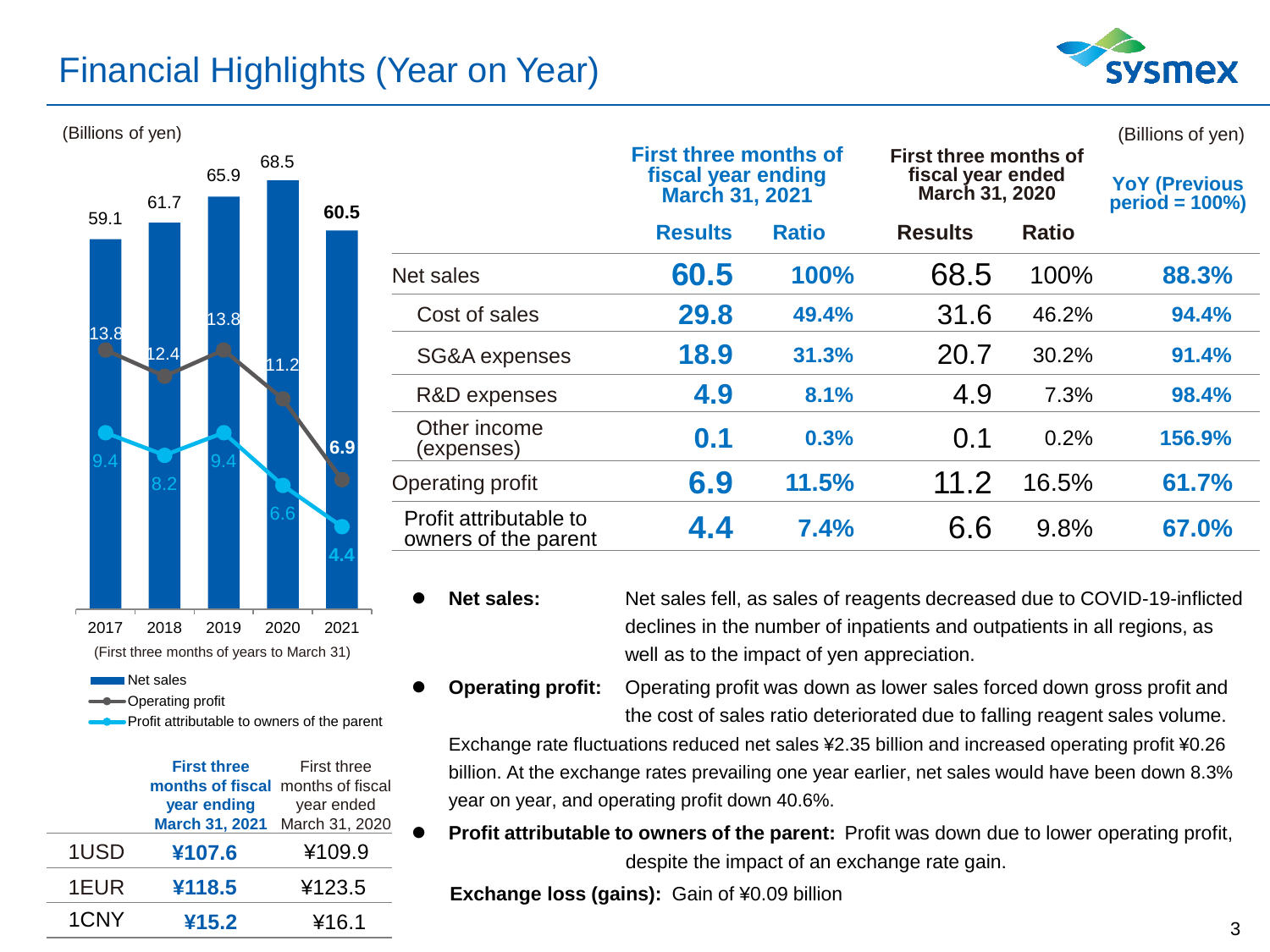# Financial Highlights (Year on Year)

(Billions of yen)

| | Net sales | Operating profit | Profit attributable to owners of the parent |
|---|---|---|---|
| 2017 | 59.1 | 13.8 | 9.4 |
| 2018 | 61.7 | 12.4 | 8.2 |
| 2019 | 65.9 | 13.8 | 9.4 |
| 2020 | 68.5 | 11.2 | 6.6 |
| 2021 | 60.5 | 6.9 | 4.4 |

(First three months of years to March 31)

| | First three months of fiscal year ending March 31, 2021 | First three months of fiscal year ended March 31, 2020 |
|---|---|---|
| 1USD | **¥107.6** | ¥109.9 |
| 1EUR | **¥118.5** | ¥123.5 |
| 1CNY | **¥15.2** | ¥16.1 |

(Billions of yen)

| | First three months of fiscal year ending March 31, 2021 | | First three months of fiscal year ended March 31, 2020 | | YoY (Previous period = 100%) |
|---|---|---|---|---|---|
| | Results | Ratio | Results | Ratio | |
| Net sales | **60.5** | **100%** | 68.5 | 100% | **88.3%** |
| Cost of sales | **29.8** | **49.4%** | 31.6 | 46.2% | **94.4%** |
| SG&A expenses | **18.9** | **31.3%** | 20.7 | 30.2% | **91.4%** |
| R&D expenses | **4.9** | **8.1%** | 4.9 | 7.3% | **98.4%** |
| Other income (expenses) | **0.1** | **0.3%** | 0.1 | 0.2% | **156.9%** |
| Operating profit | **6.9** | **11.5%** | 11.2 | 16.5% | **61.7%** |
| Profit attributable to owners of the parent | **4.4** | **7.4%** | 6.6 | 9.8% | **67.0%** |

- **Net sales:** Net sales fell, as sales of reagents decreased due to COVID-19-inflicted declines in the number of inpatients and outpatients in all regions, as well as to the impact of yen appreciation.
- **Operating profit:** Operating profit was down as lower sales forced down gross profit and the cost of sales ratio deteriorated due to falling reagent sales volume.

  Exchange rate fluctuations reduced net sales ¥2.35 billion and increased operating profit ¥0.26 billion. At the exchange rates prevailing one year earlier, net sales would have been down 8.3% year on year, and operating profit down 40.6%.
- **Profit attributable to owners of the parent:** Profit was down due to lower operating profit, despite the impact of an exchange rate gain.

  **Exchange loss (gains):** Gain of ¥0.09 billion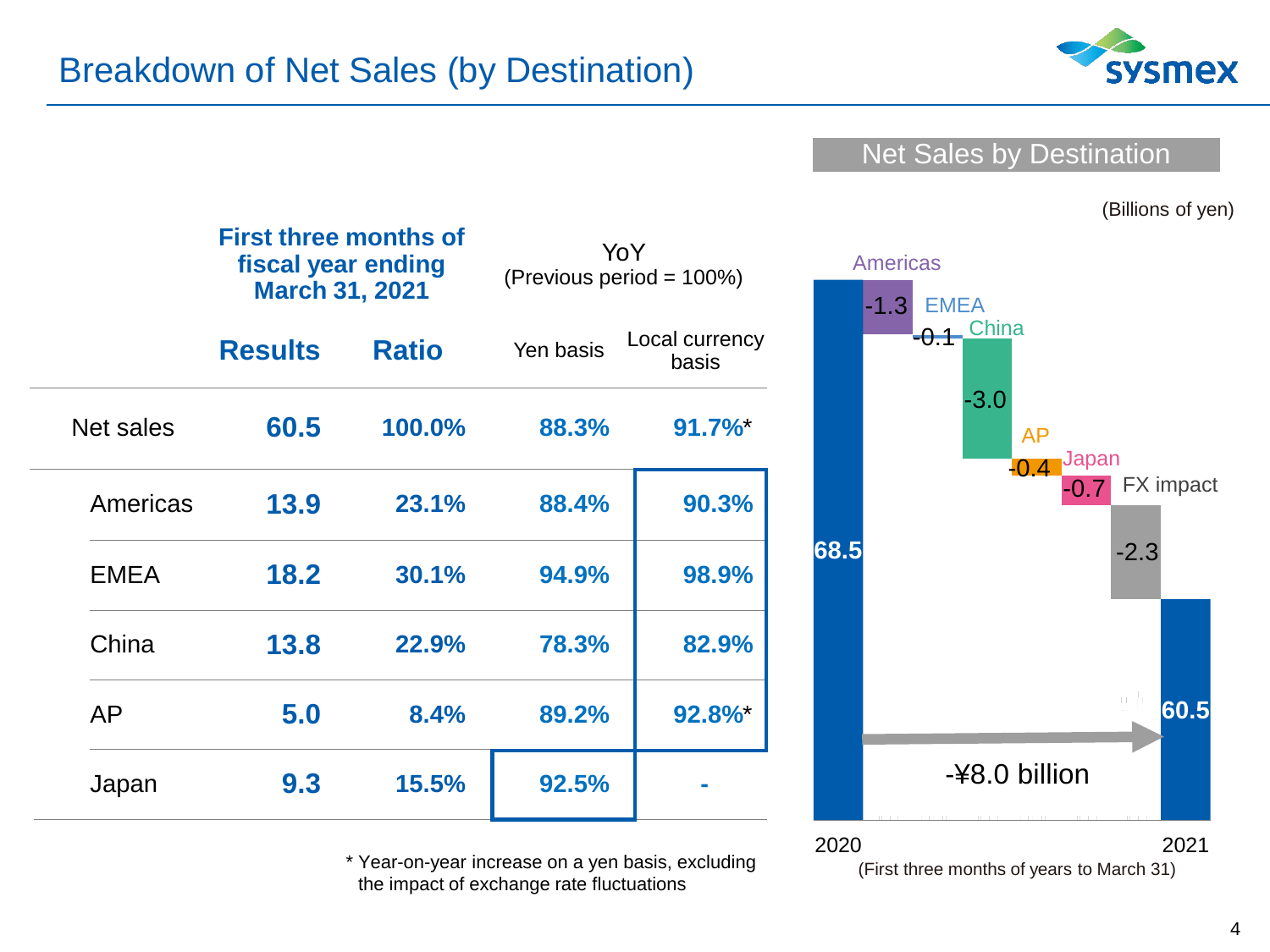# Breakdown of Net Sales (by Destination)

| | First three months of fiscal year ending March 31, 2021 | | YoY (Previous period = 100%) | |
|---|---|---|---|---|
| | **Results** | **Ratio** | Yen basis | Local currency basis |
| Net sales | **60.5** | **100.0%** | **88.3%** | **91.7%***|
| Americas | **13.9** | **23.1%** | **88.4%** | **90.3%** |
| EMEA | **18.2** | **30.1%** | **94.9%** | **98.9%** |
| China | **13.8** | **22.9%** | **78.3%** | **82.9%** |
| AP | **5.0** | **8.4%** | **89.2%** | **92.8%*** |
| Japan | **9.3** | **15.5%** | **92.5%** | **-** |

\* Year-on-year increase on a yen basis, excluding the impact of exchange rate fluctuations

## Net Sales by Destination

(Billions of yen)

| | 2020 | Americas | EMEA | China | AP | Japan | FX impact | 2021 |
|---|---|---|---|---|---|---|---|---|
| Net sales | 68.5 | -1.3 | -0.1 | -3.0 | -0.4 | -0.7 | -2.3 | 60.5 |

-¥8.0 billion

(First three months of years to March 31)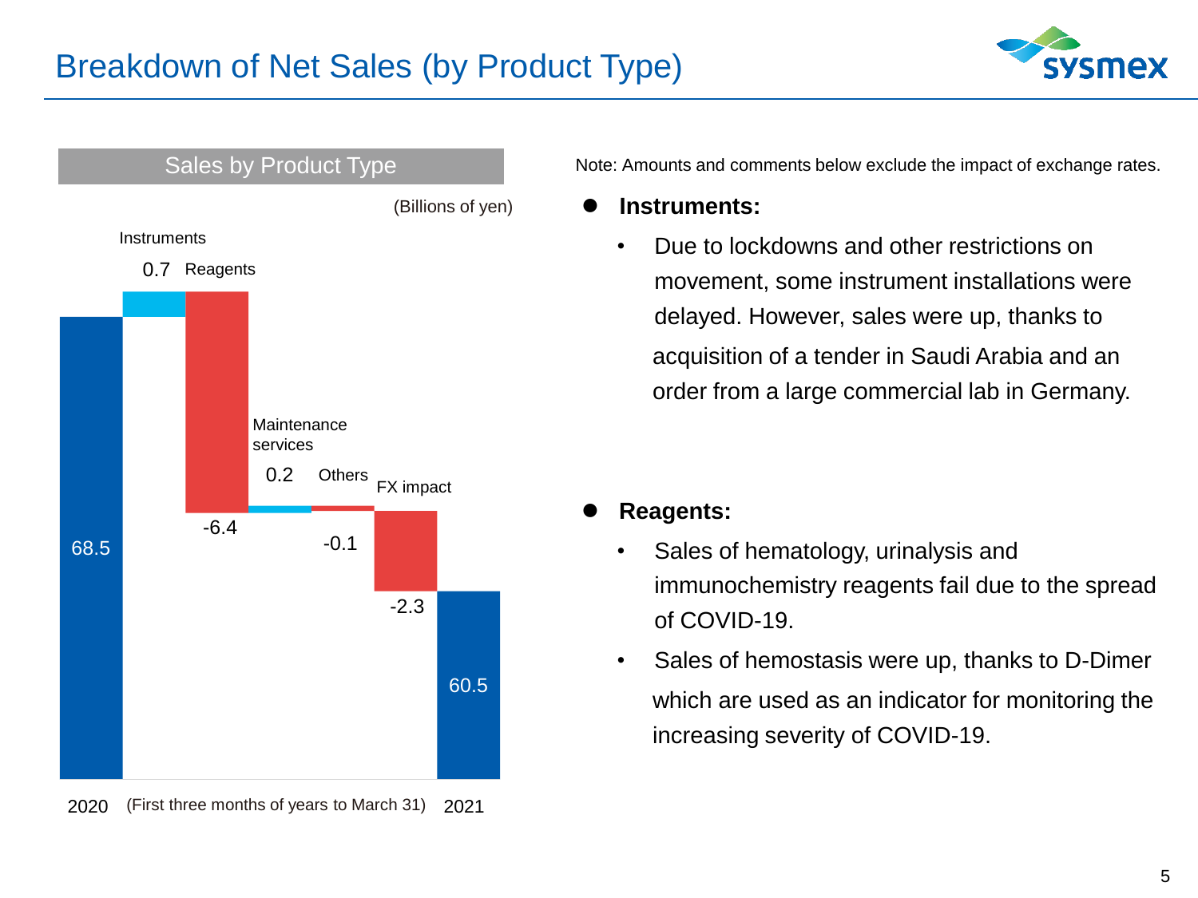# Breakdown of Net Sales (by Product Type)

## Sales by Product Type

(Billions of yen)

| | Value |
|---|---|
| 2020 | 68.5 |
| Instruments | 0.7 |
| Reagents | -6.4 |
| Maintenance services | 0.2 |
| Others | -0.1 |
| FX impact | -2.3 |
| 2021 | 60.5 |

(First three months of years to March 31)

Note: Amounts and comments below exclude the impact of exchange rates.

- **Instruments:**
  - Due to lockdowns and other restrictions on movement, some instrument installations were delayed. However, sales were up, thanks to acquisition of a tender in Saudi Arabia and an order from a large commercial lab in Germany.

- **Reagents:**
  - Sales of hematology, urinalysis and immunochemistry reagents fail due to the spread of COVID-19.
  - Sales of hemostasis were up, thanks to D-Dimer which are used as an indicator for monitoring the increasing severity of COVID-19.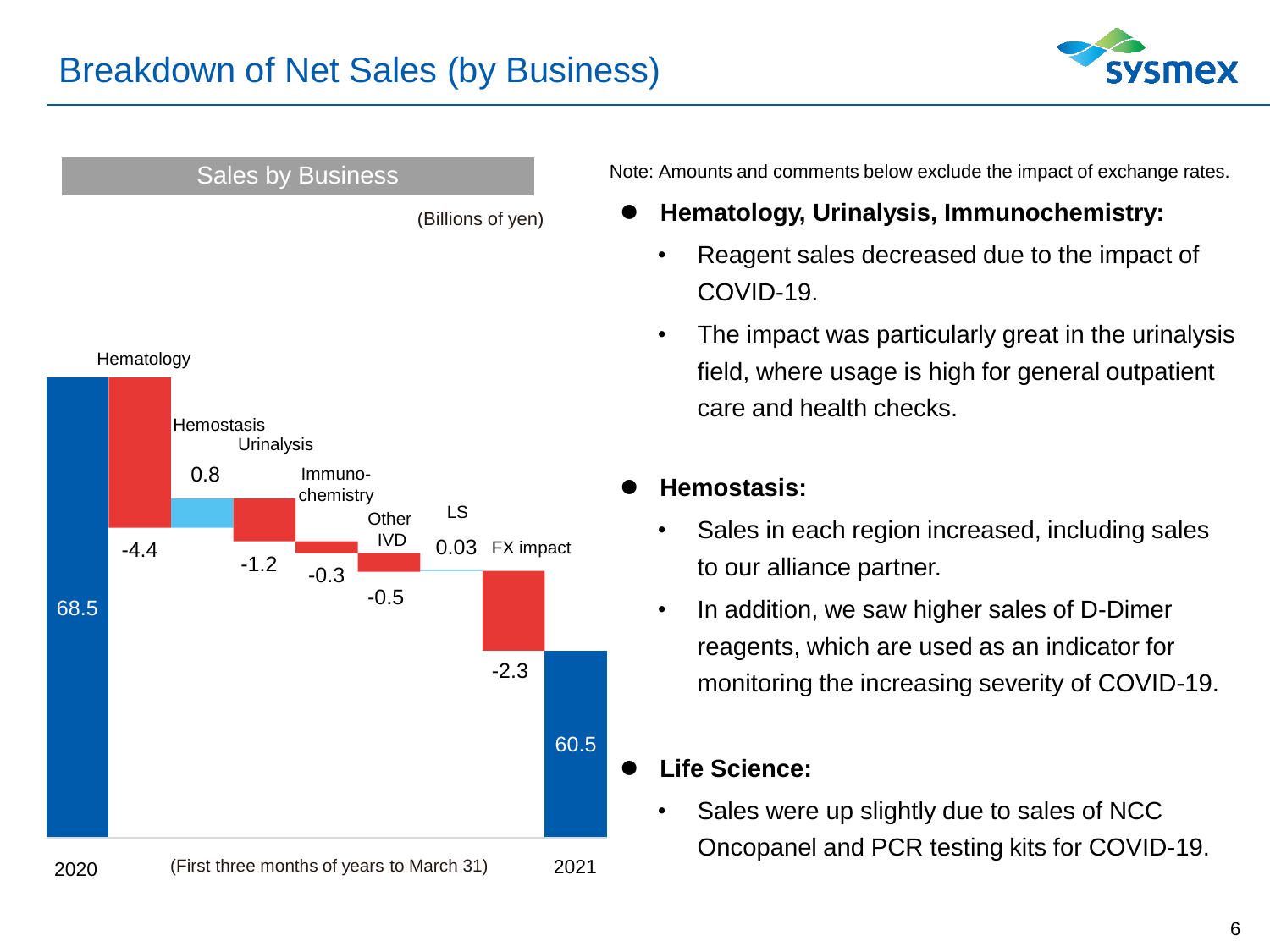# Breakdown of Net Sales (by Business)

## Sales by Business

(Billions of yen)

| | Value |
|---|---|
| 2020 | 68.5 |
| Hematology | -4.4 |
| Hemostasis | 0.8 |
| Urinalysis | -1.2 |
| Immuno-chemistry | -0.3 |
| Other IVD | -0.5 |
| LS | 0.03 |
| FX impact | -2.3 |
| 2021 | 60.5 |

(First three months of years to March 31)

Note: Amounts and comments below exclude the impact of exchange rates.

- **Hematology, Urinalysis, Immunochemistry:**
  - Reagent sales decreased due to the impact of COVID-19.
  - The impact was particularly great in the urinalysis field, where usage is high for general outpatient care and health checks.
- **Hemostasis:**
  - Sales in each region increased, including sales to our alliance partner.
  - In addition, we saw higher sales of D-Dimer reagents, which are used as an indicator for monitoring the increasing severity of COVID-19.
- **Life Science:**
  - Sales were up slightly due to sales of NCC Oncopanel and PCR testing kits for COVID-19.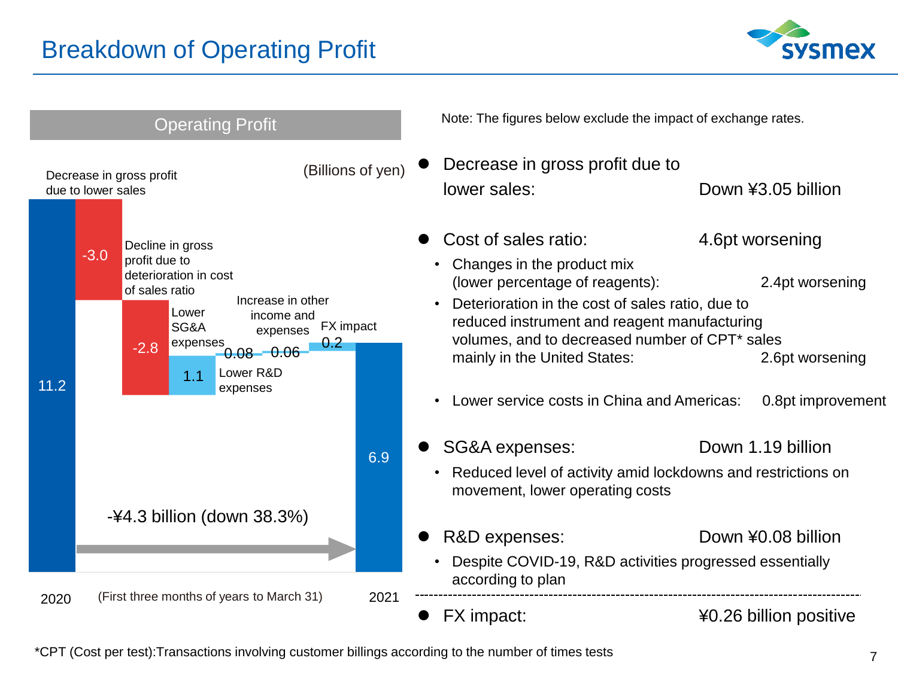# Breakdown of Operating Profit

## Operating Profit

(Billions of yen)

| | Value |
|---|---|
| 2020 | 11.2 |
| Decrease in gross profit due to lower sales | -3.0 |
| Decline in gross profit due to deterioration in cost of sales ratio | -2.8 |
| Lower SG&A expenses | 1.1 |
| Lower R&D expenses | 0.08 |
| Increase in other income and expenses | 0.06 |
| FX impact | 0.2 |
| 2021 | 6.9 |

-¥4.3 billion (down 38.3%)

(First three months of years to March 31)

Note: The figures below exclude the impact of exchange rates.

- Decrease in gross profit due to lower sales: Down ¥3.05 billion
- Cost of sales ratio: 4.6pt worsening
  - Changes in the product mix (lower percentage of reagents): 2.4pt worsening
  - Deterioration in the cost of sales ratio, due to reduced instrument and reagent manufacturing volumes, and to decreased number of CPT* sales mainly in the United States: 2.6pt worsening
  - Lower service costs in China and Americas: 0.8pt improvement
- SG&A expenses: Down 1.19 billion
  - Reduced level of activity amid lockdowns and restrictions on movement, lower operating costs
- R&D expenses: Down ¥0.08 billion
  - Despite COVID-19, R&D activities progressed essentially according to plan

---

- FX impact: ¥0.26 billion positive

*CPT (Cost per test):Transactions involving customer billings according to the number of times tests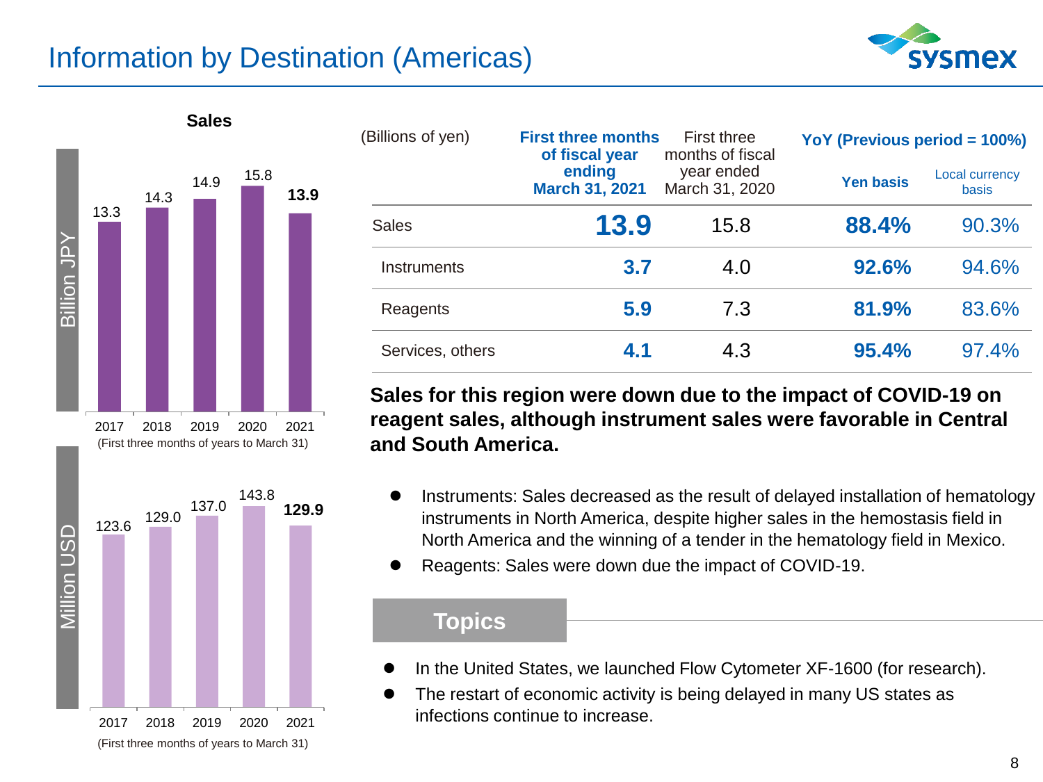# Information by Destination (Americas)

**Sales**

| Billion JPY | 2017 | 2018 | 2019 | 2020 | 2021 |
|---|---|---|---|---|---|
| Sales | 13.3 | 14.3 | 14.9 | 15.8 | **13.9** |

(First three months of years to March 31)

| Million USD | 2017 | 2018 | 2019 | 2020 | 2021 |
|---|---|---|---|---|---|
| Sales | 123.6 | 129.0 | 137.0 | 143.8 | **129.9** |

(First three months of years to March 31)

| (Billions of yen) | **First three months of fiscal year ending March 31, 2021** | First three months of fiscal year ended March 31, 2020 | **YoY (Previous period = 100%)** | |
|---|---|---|---|---|
| | | | **Yen basis** | Local currency basis |
| Sales | **13.9** | 15.8 | **88.4%** | 90.3% |
| Instruments | **3.7** | 4.0 | **92.6%** | 94.6% |
| Reagents | **5.9** | 7.3 | **81.9%** | 83.6% |
| Services, others | **4.1** | 4.3 | **95.4%** | 97.4% |

**Sales for this region were down due to the impact of COVID-19 on reagent sales, although instrument sales were favorable in Central and South America.**

- Instruments: Sales decreased as the result of delayed installation of hematology instruments in North America, despite higher sales in the hemostasis field in North America and the winning of a tender in the hematology field in Mexico.
- Reagents: Sales were down due the impact of COVID-19.

## Topics

- In the United States, we launched Flow Cytometer XF-1600 (for research).
- The restart of economic activity is being delayed in many US states as infections continue to increase.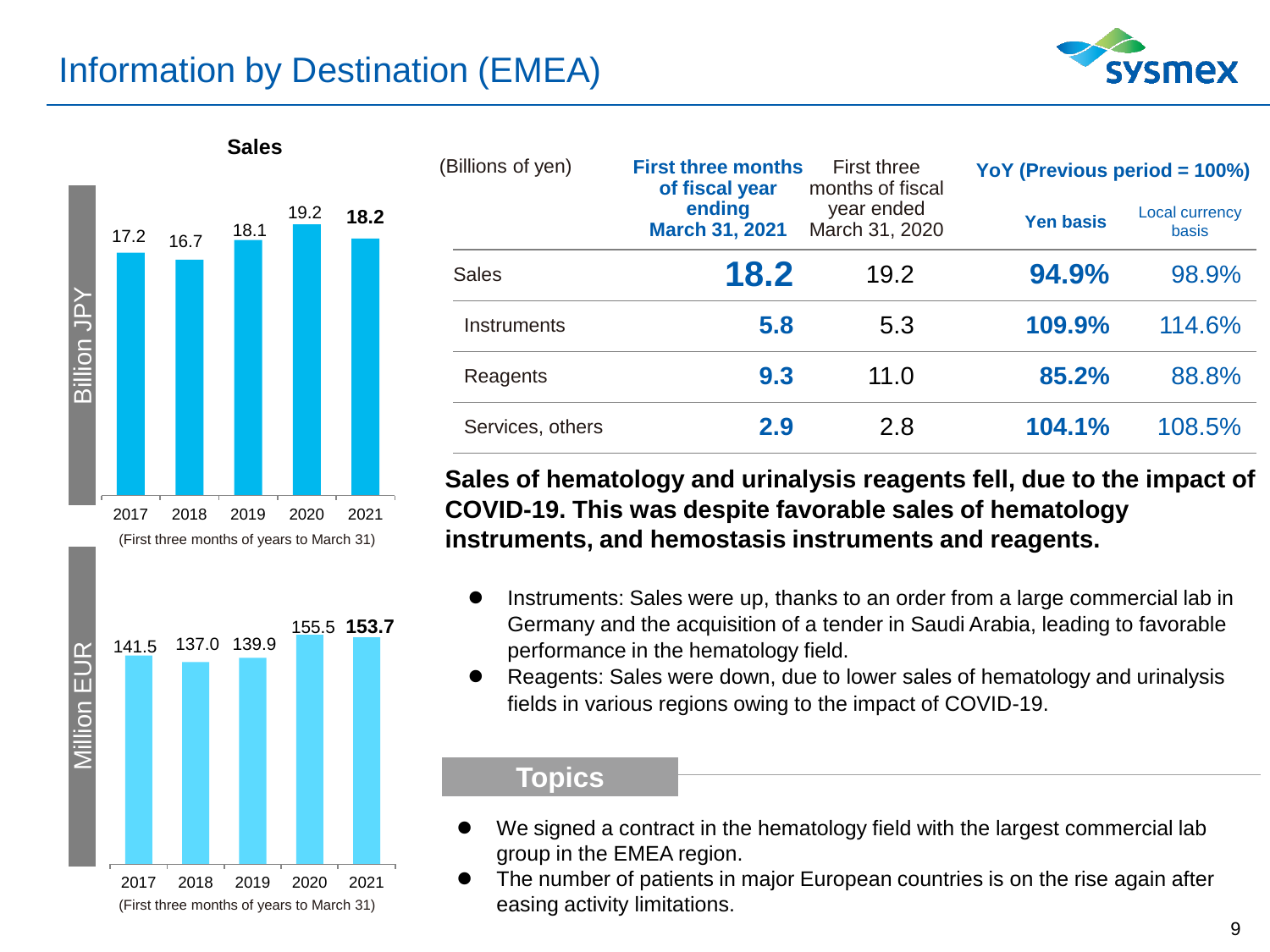# Information by Destination (EMEA)

**Sales**

Billion JPY

| 2017 | 2018 | 2019 | 2020 | 2021 |
|---|---|---|---|---|
| 17.2 | 16.7 | 18.1 | 19.2 | **18.2** |

(First three months of years to March 31)

Million EUR

| 2017 | 2018 | 2019 | 2020 | 2021 |
|---|---|---|---|---|
| 141.5 | 137.0 | 139.9 | 155.5 | **153.7** |

(First three months of years to March 31)

| (Billions of yen) | First three months of fiscal year ending March 31, 2021 | First three months of fiscal year ended March 31, 2020 | YoY (Previous period = 100%) | |
|---|---|---|---|---|
| | | | Yen basis | Local currency basis |
| Sales | **18.2** | 19.2 | **94.9%** | 98.9% |
| Instruments | **5.8** | 5.3 | **109.9%** | 114.6% |
| Reagents | **9.3** | 11.0 | **85.2%** | 88.8% |
| Services, others | **2.9** | 2.8 | **104.1%** | 108.5% |

**Sales of hematology and urinalysis reagents fell, due to the impact of COVID-19. This was despite favorable sales of hematology instruments, and hemostasis instruments and reagents.**

- Instruments: Sales were up, thanks to an order from a large commercial lab in Germany and the acquisition of a tender in Saudi Arabia, leading to favorable performance in the hematology field.
- Reagents: Sales were down, due to lower sales of hematology and urinalysis fields in various regions owing to the impact of COVID-19.

## Topics

- We signed a contract in the hematology field with the largest commercial lab group in the EMEA region.
- The number of patients in major European countries is on the rise again after easing activity limitations.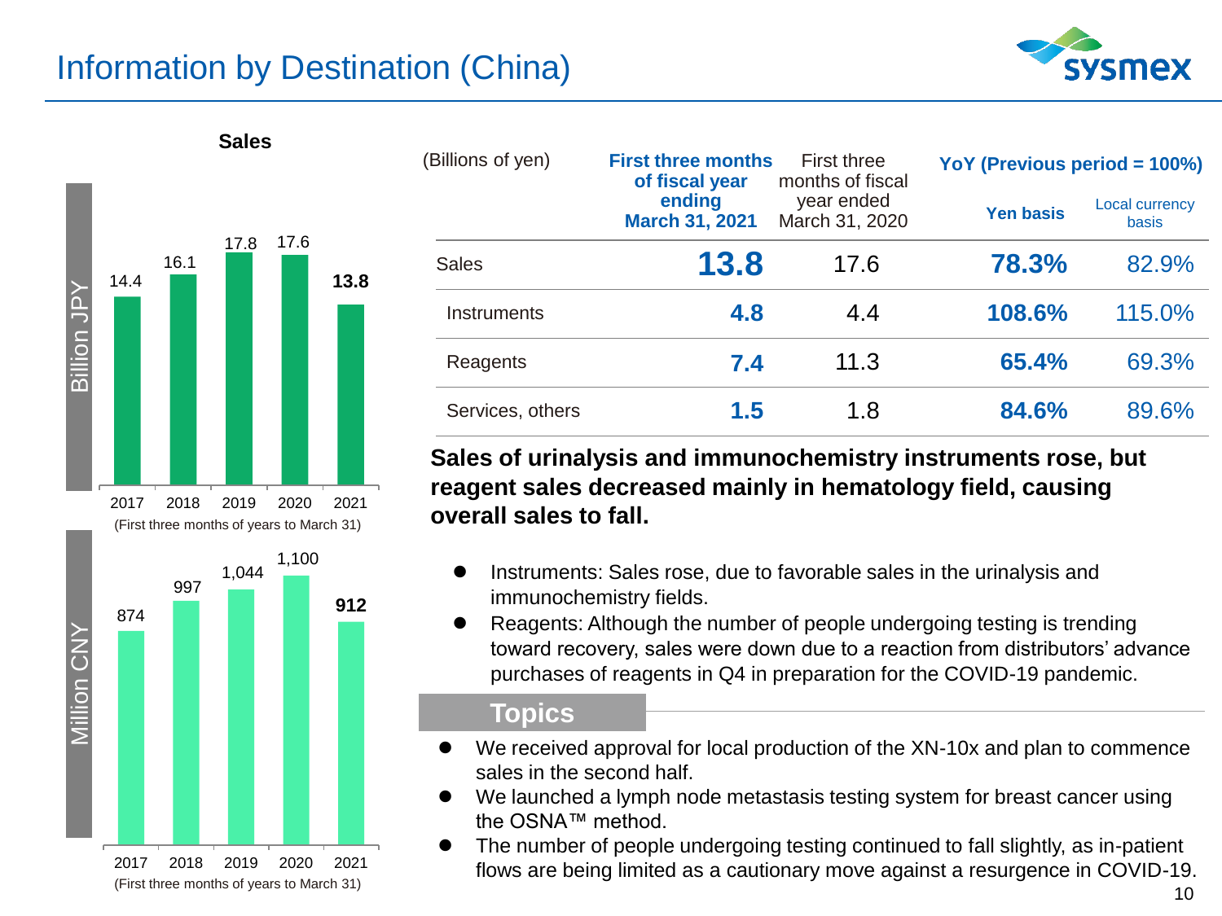# Information by Destination (China)

**Sales**

| Billion JPY | 2017 | 2018 | 2019 | 2020 | 2021 |
|---|---|---|---|---|---|
| Sales | 14.4 | 16.1 | 17.8 | 17.6 | **13.8** |

(First three months of years to March 31)

| Million CNY | 2017 | 2018 | 2019 | 2020 | 2021 |
|---|---|---|---|---|---|
| Sales | 874 | 997 | 1,044 | 1,100 | **912** |

(First three months of years to March 31)

| (Billions of yen) | First three months of fiscal year ending March 31, 2021 | First three months of fiscal year ended March 31, 2020 | YoY (Previous period = 100%) | |
|---|---|---|---|---|
| | | | Yen basis | Local currency basis |
| Sales | **13.8** | 17.6 | **78.3%** | 82.9% |
| Instruments | **4.8** | 4.4 | **108.6%** | 115.0% |
| Reagents | **7.4** | 11.3 | **65.4%** | 69.3% |
| Services, others | **1.5** | 1.8 | **84.6%** | 89.6% |

**Sales of urinalysis and immunochemistry instruments rose, but reagent sales decreased mainly in hematology field, causing overall sales to fall.**

- Instruments: Sales rose, due to favorable sales in the urinalysis and immunochemistry fields.
- Reagents: Although the number of people undergoing testing is trending toward recovery, sales were down due to a reaction from distributors' advance purchases of reagents in Q4 in preparation for the COVID-19 pandemic.

## Topics

- We received approval for local production of the XN-10x and plan to commence sales in the second half.
- We launched a lymph node metastasis testing system for breast cancer using the OSNA™ method.
- The number of people undergoing testing continued to fall slightly, as in-patient flows are being limited as a cautionary move against a resurgence in COVID-19.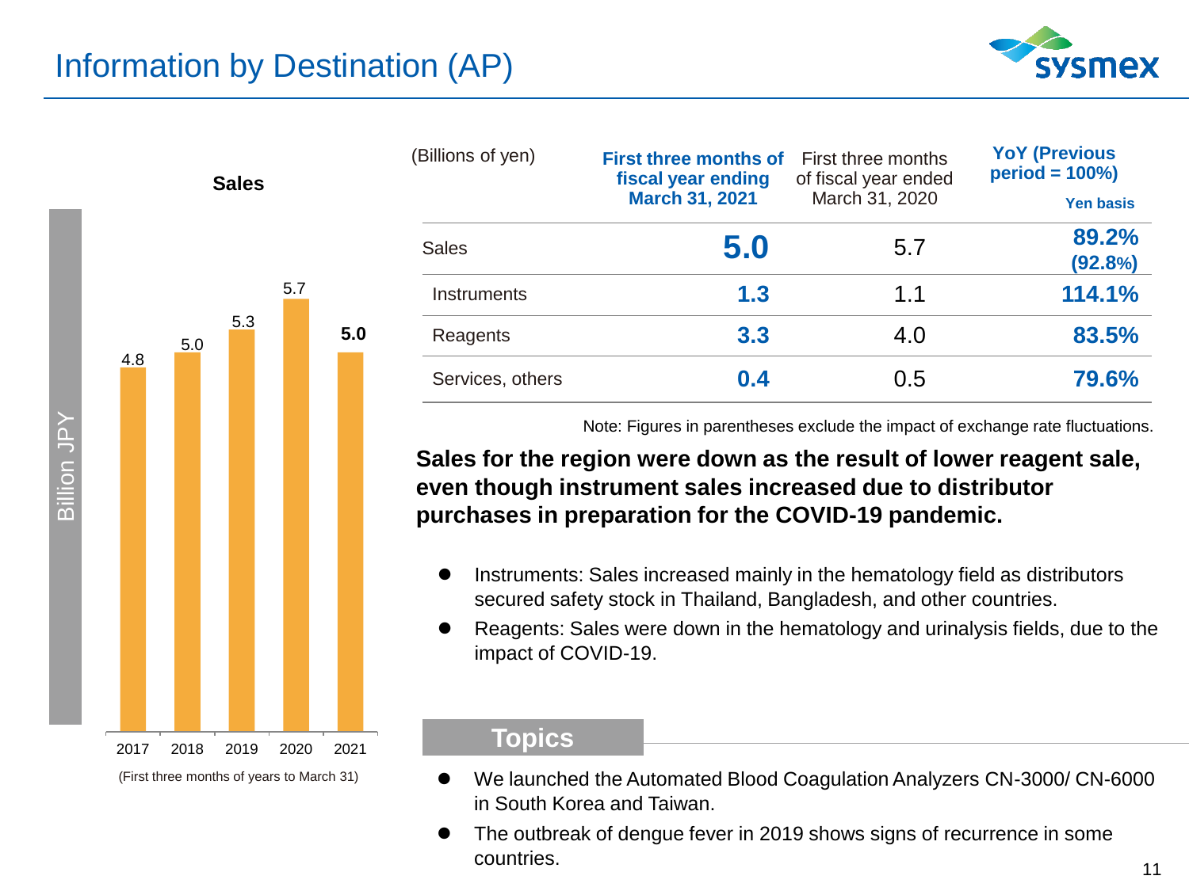# Information by Destination (AP)

**Sales**

Billion JPY

| Year | Sales |
|---|---|
| 2017 | 4.8 |
| 2018 | 5.0 |
| 2019 | 5.3 |
| 2020 | 5.7 |
| 2021 | **5.0** |

(First three months of years to March 31)

| (Billions of yen) | First three months of fiscal year ending March 31, 2021 | First three months of fiscal year ended March 31, 2020 | YoY (Previous period = 100%) Yen basis |
|---|---|---|---|
| Sales | **5.0** | 5.7 | **89.2%** **(92.8%)** |
| Instruments | **1.3** | 1.1 | **114.1%** |
| Reagents | **3.3** | 4.0 | **83.5%** |
| Services, others | **0.4** | 0.5 | **79.6%** |

Note: Figures in parentheses exclude the impact of exchange rate fluctuations.

**Sales for the region were down as the result of lower reagent sale, even though instrument sales increased due to distributor purchases in preparation for the COVID-19 pandemic.**

- Instruments: Sales increased mainly in the hematology field as distributors secured safety stock in Thailand, Bangladesh, and other countries.
- Reagents: Sales were down in the hematology and urinalysis fields, due to the impact of COVID-19.

## Topics

- We launched the Automated Blood Coagulation Analyzers CN-3000/ CN-6000 in South Korea and Taiwan.
- The outbreak of dengue fever in 2019 shows signs of recurrence in some countries.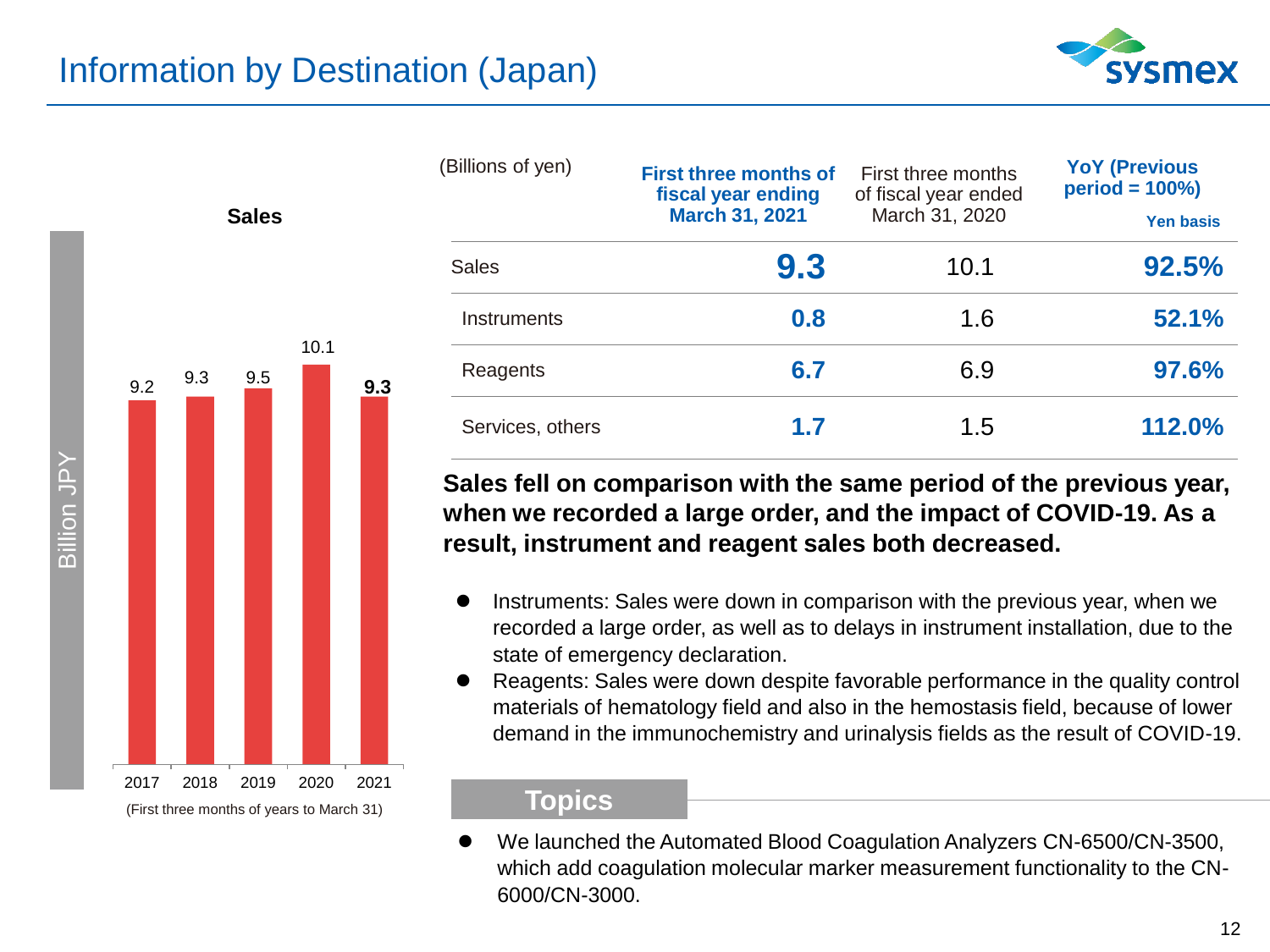# Information by Destination (Japan)

**Sales**

| | 2017 | 2018 | 2019 | 2020 | 2021 |
|---|---|---|---|---|---|
| Sales (Billion JPY) | 9.2 | 9.3 | 9.5 | 10.1 | **9.3** |

(First three months of years to March 31)

| (Billions of yen) | First three months of fiscal year ending March 31, 2021 | First three months of fiscal year ended March 31, 2020 | YoY (Previous period = 100%) Yen basis |
|---|---|---|---|
| Sales | **9.3** | 10.1 | **92.5%** |
| Instruments | **0.8** | 1.6 | **52.1%** |
| Reagents | **6.7** | 6.9 | **97.6%** |
| Services, others | **1.7** | 1.5 | **112.0%** |

**Sales fell on comparison with the same period of the previous year, when we recorded a large order, and the impact of COVID-19. As a result, instrument and reagent sales both decreased.**

- Instruments: Sales were down in comparison with the previous year, when we recorded a large order, as well as to delays in instrument installation, due to the state of emergency declaration.
- Reagents: Sales were down despite favorable performance in the quality control materials of hematology field and also in the hemostasis field, because of lower demand in the immunochemistry and urinalysis fields as the result of COVID-19.

## Topics

- We launched the Automated Blood Coagulation Analyzers CN-6500/CN-3500, which add coagulation molecular marker measurement functionality to the CN-6000/CN-3000.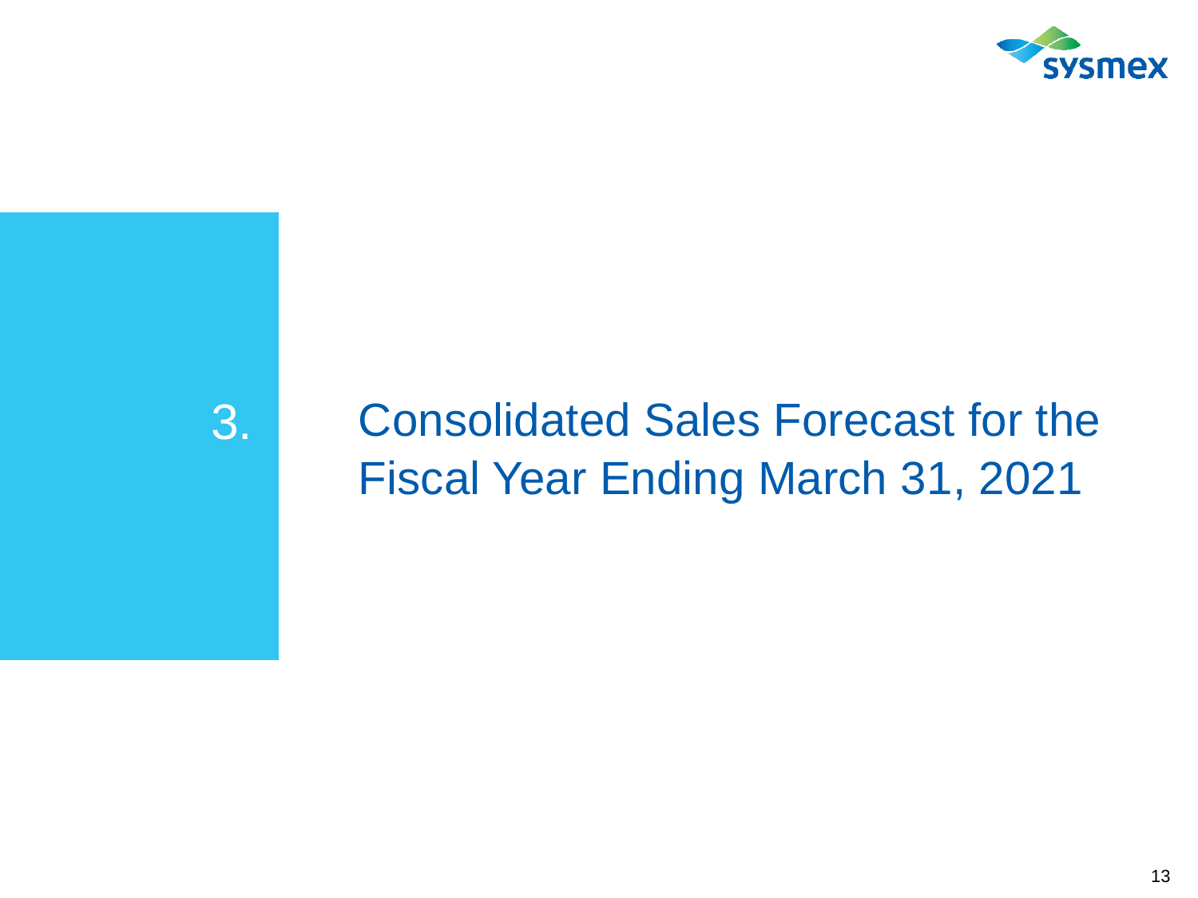# 3. Consolidated Sales Forecast for the Fiscal Year Ending March 31, 2021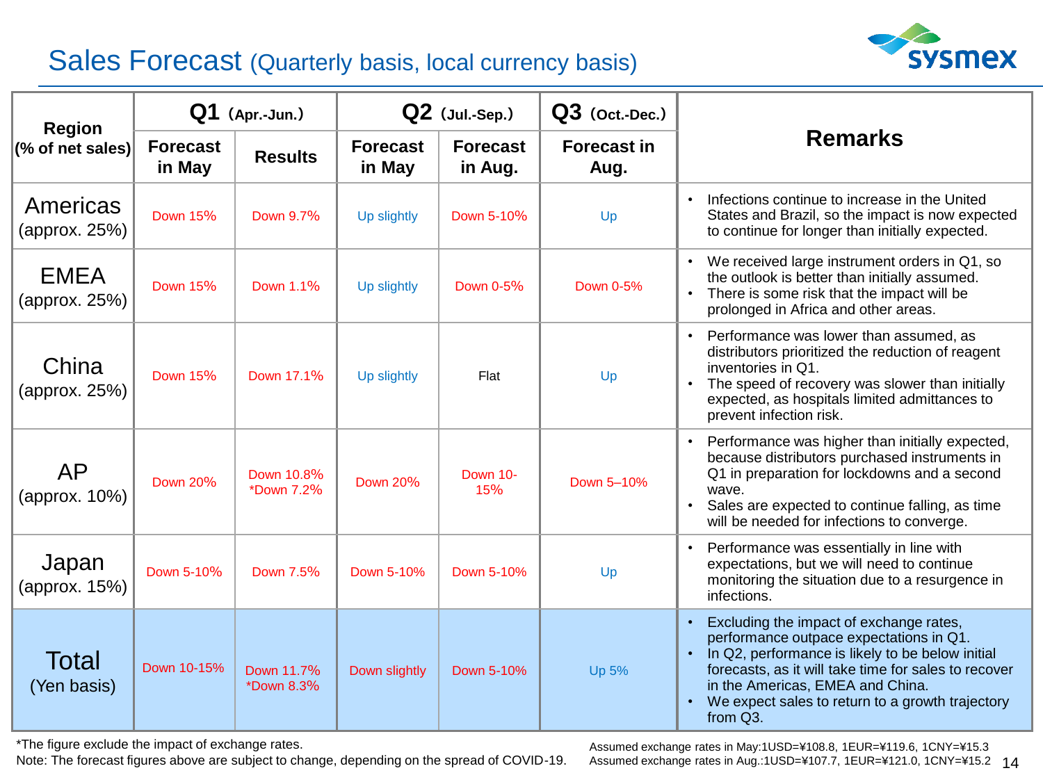# Sales Forecast (Quarterly basis, local currency basis)

| Region (% of net sales) | Q1 (Apr.-Jun.) | | Q2 (Jul.-Sep.) | | Q3 (Oct.-Dec.) | Remarks |
|---|---|---|---|---|---|---|
| | Forecast in May | Results | Forecast in May | Forecast in Aug. | Forecast in Aug. | |
| Americas (approx. 25%) | Down 15% | Down 9.7% | Up slightly | Down 5-10% | Up | • Infections continue to increase in the United States and Brazil, so the impact is now expected to continue for longer than initially expected. |
| EMEA (approx. 25%) | Down 15% | Down 1.1% | Up slightly | Down 0-5% | Down 0-5% | • We received large instrument orders in Q1, so the outlook is better than initially assumed.<br>• There is some risk that the impact will be prolonged in Africa and other areas. |
| China (approx. 25%) | Down 15% | Down 17.1% | Up slightly | Flat | Up | • Performance was lower than assumed, as distributors prioritized the reduction of reagent inventories in Q1.<br>• The speed of recovery was slower than initially expected, as hospitals limited admittances to prevent infection risk. |
| AP (approx. 10%) | Down 20% | Down 10.8%<br>*Down 7.2% | Down 20% | Down 10-15% | Down 5–10% | • Performance was higher than initially expected, because distributors purchased instruments in Q1 in preparation for lockdowns and a second wave.<br>• Sales are expected to continue falling, as time will be needed for infections to converge. |
| Japan (approx. 15%) | Down 5-10% | Down 7.5% | Down 5-10% | Down 5-10% | Up | • Performance was essentially in line with expectations, but we will need to continue monitoring the situation due to a resurgence in infections. |
| Total (Yen basis) | Down 10-15% | Down 11.7%<br>*Down 8.3% | Down slightly | Down 5-10% | Up 5% | • Excluding the impact of exchange rates, performance outpace expectations in Q1.<br>• In Q2, performance is likely to be below initial forecasts, as it will take time for sales to recover in the Americas, EMEA and China.<br>• We expect sales to return to a growth trajectory from Q3. |

*The figure exclude the impact of exchange rates.

Note: The forecast figures above are subject to change, depending on the spread of COVID-19.

Assumed exchange rates in May:1USD=¥108.8, 1EUR=¥119.6, 1CNY=¥15.3

Assumed exchange rates in Aug.:1USD=¥107.7, 1EUR=¥121.0, 1CNY=¥15.2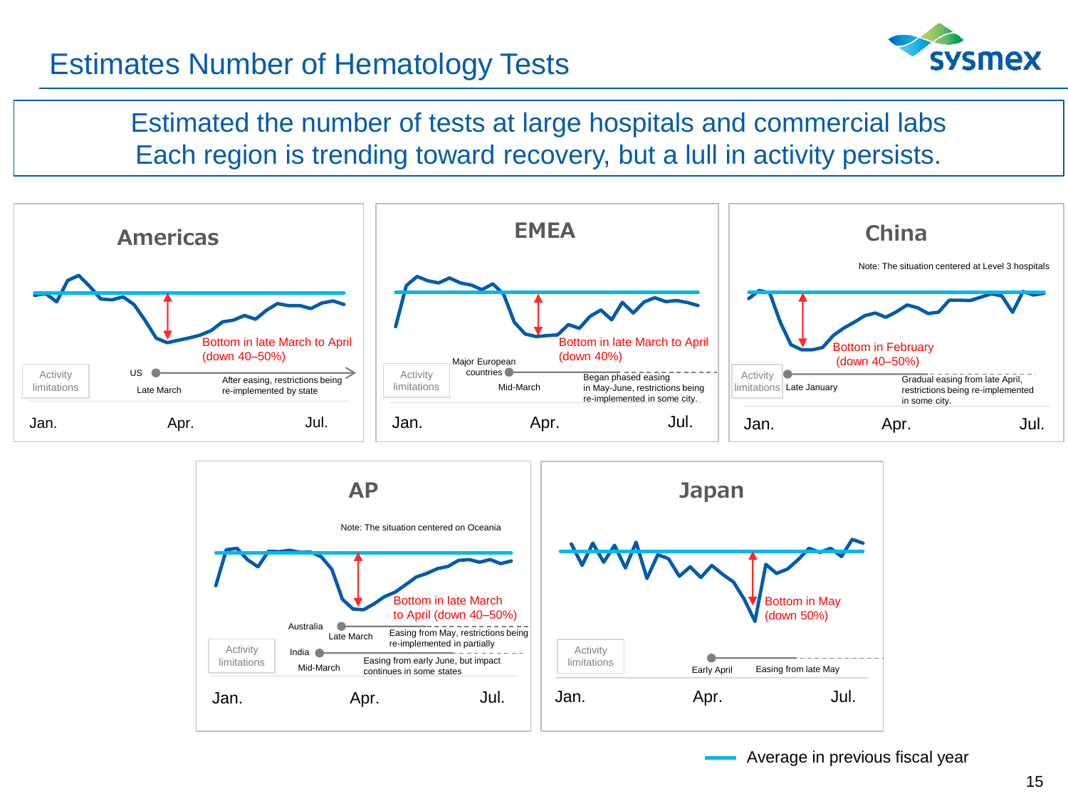# Estimates Number of Hematology Tests

Estimated the number of tests at large hospitals and commercial labs
Each region is trending toward recovery, but a lull in activity persists.

## Americas

Bottom in late March to April (down 40–50%)

Activity limitations

US — Late March — After easing, restrictions being re-implemented by state

Jan. Apr. Jul.

## EMEA

Bottom in late March to April (down 40%)

Activity limitations

Major European countries — Mid-March — Began phased easing in May-June, restrictions being re-implemented in some city.

Jan. Apr. Jul.

## China

Note: The situation centered at Level 3 hospitals

Bottom in February (down 40–50%)

Activity limitations

Late January — Gradual easing from late April, restrictions being re-implemented in some city.

Jan. Apr. Jul.

## AP

Note: The situation centered on Oceania

Bottom in late March to April (down 40–50%)

Activity limitations

Australia — Late March — Easing from May, restrictions being re-implemented in partially

India — Mid-March — Easing from early June, but impact continues in some states

Jan. Apr. Jul.

## Japan

Bottom in May (down 50%)

Activity limitations

Early April — Easing from late May

Jan. Apr. Jul.

Average in previous fiscal year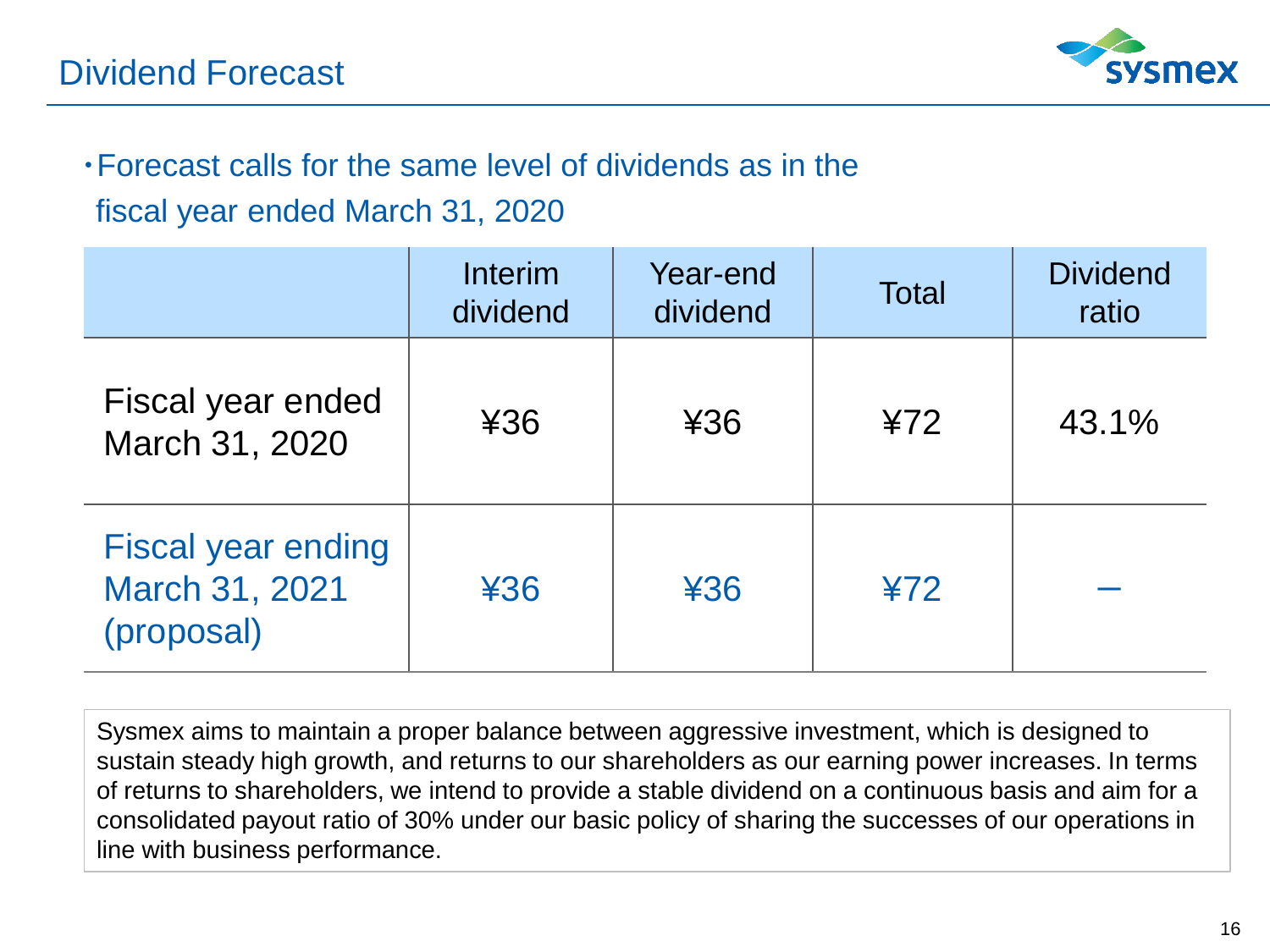# Dividend Forecast

- Forecast calls for the same level of dividends as in the fiscal year ended March 31, 2020

| | Interim dividend | Year-end dividend | Total | Dividend ratio |
|---|---|---|---|---|
| Fiscal year ended March 31, 2020 | ¥36 | ¥36 | ¥72 | 43.1% |
| Fiscal year ending March 31, 2021 (proposal) | ¥36 | ¥36 | ¥72 | – |

Sysmex aims to maintain a proper balance between aggressive investment, which is designed to sustain steady high growth, and returns to our shareholders as our earning power increases. In terms of returns to shareholders, we intend to provide a stable dividend on a continuous basis and aim for a consolidated payout ratio of 30% under our basic policy of sharing the successes of our operations in line with business performance.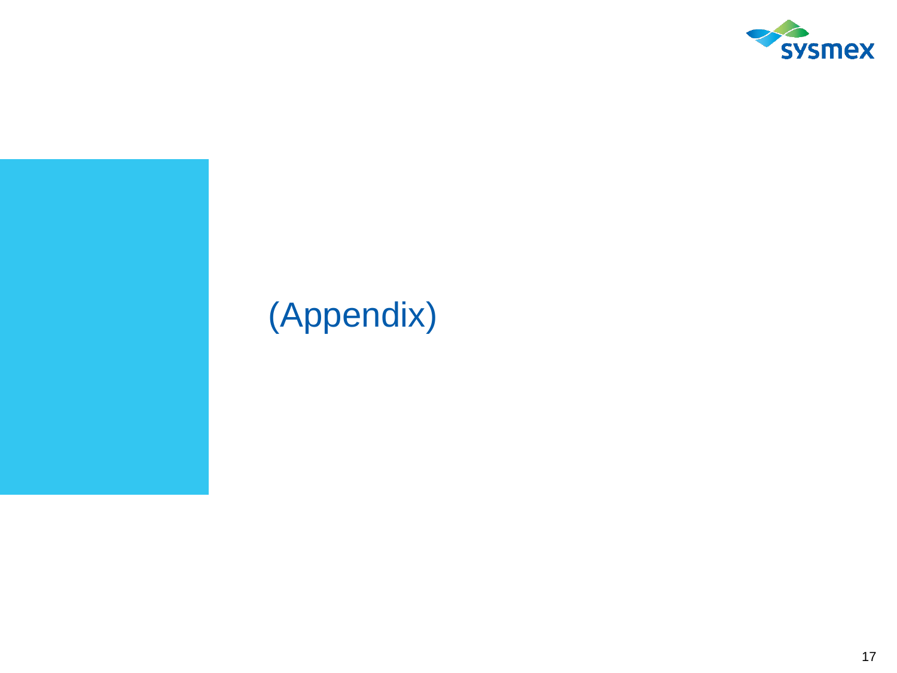# (Appendix)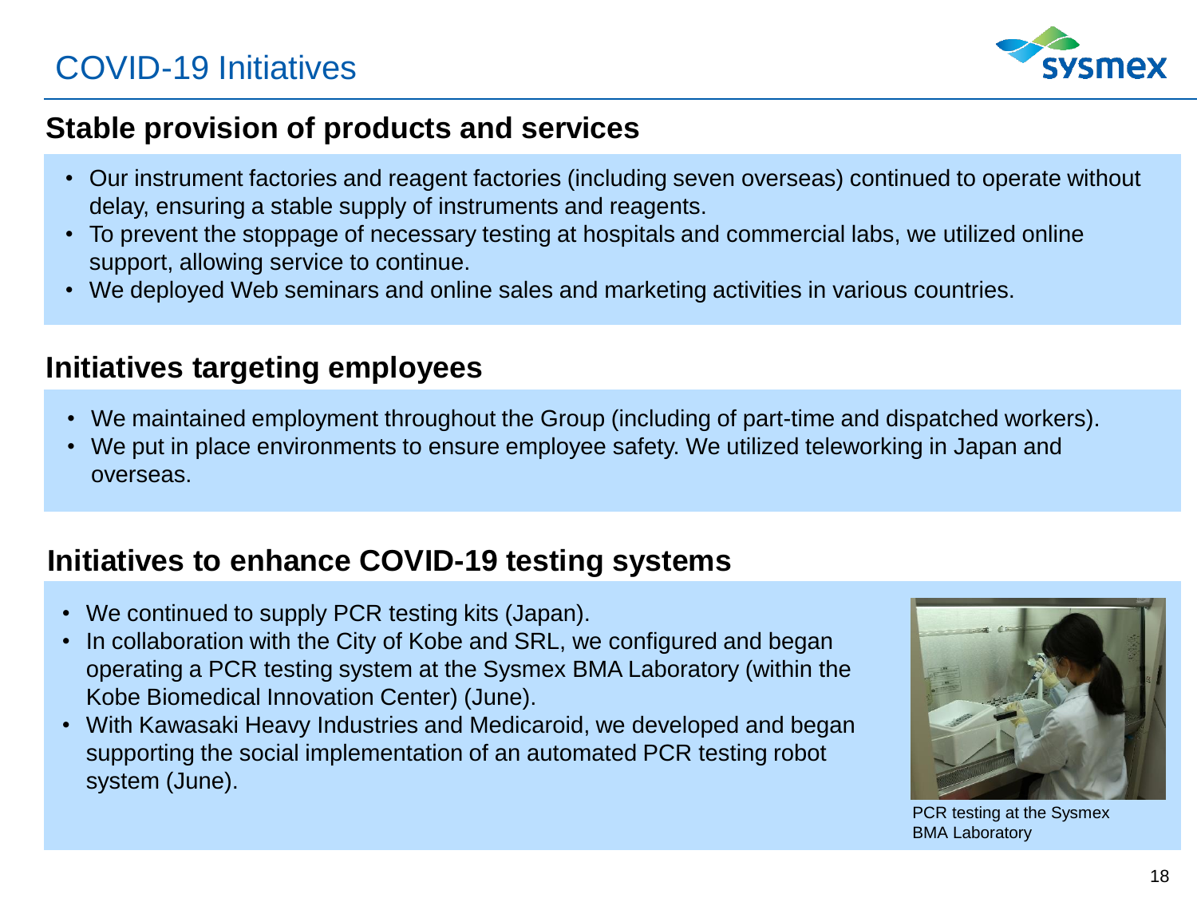# COVID-19 Initiatives

## Stable provision of products and services

- Our instrument factories and reagent factories (including seven overseas) continued to operate without delay, ensuring a stable supply of instruments and reagents.
- To prevent the stoppage of necessary testing at hospitals and commercial labs, we utilized online support, allowing service to continue.
- We deployed Web seminars and online sales and marketing activities in various countries.

## Initiatives targeting employees

- We maintained employment throughout the Group (including of part-time and dispatched workers).
- We put in place environments to ensure employee safety. We utilized teleworking in Japan and overseas.

## Initiatives to enhance COVID-19 testing systems

- We continued to supply PCR testing kits (Japan).
- In collaboration with the City of Kobe and SRL, we configured and began operating a PCR testing system at the Sysmex BMA Laboratory (within the Kobe Biomedical Innovation Center) (June).
- With Kawasaki Heavy Industries and Medicaroid, we developed and began supporting the social implementation of an automated PCR testing robot system (June).

PCR testing at the Sysmex BMA Laboratory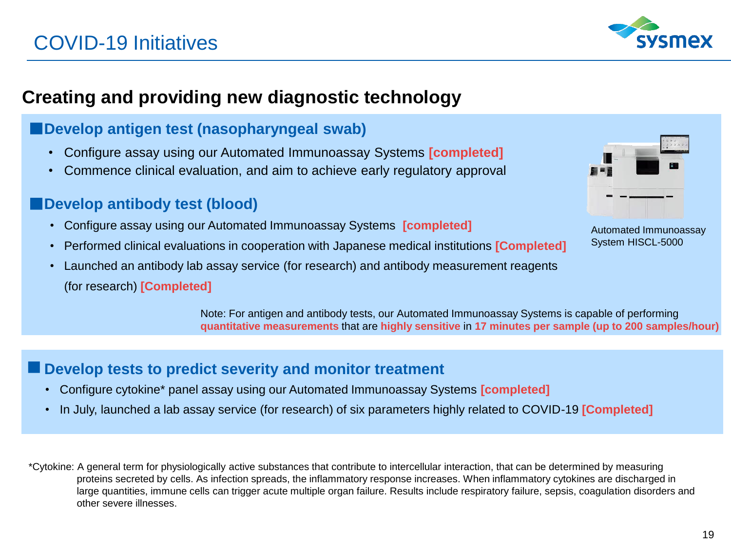# COVID-19 Initiatives

## Creating and providing new diagnostic technology

### ■Develop antigen test (nasopharyngeal swab)

- Configure assay using our Automated Immunoassay Systems **[completed]**
- Commence clinical evaluation, and aim to achieve early regulatory approval

### ■Develop antibody test (blood)

- Configure assay using our Automated Immunoassay Systems **[completed]**
- Performed clinical evaluations in cooperation with Japanese medical institutions **[Completed]**
- Launched an antibody lab assay service (for research) and antibody measurement reagents (for research) **[Completed]**

Automated Immunoassay System HISCL-5000

Note: For antigen and antibody tests, our Automated Immunoassay Systems is capable of performing **quantitative measurements** that are **highly sensitive** in **17 minutes per sample (up to 200 samples/hour)**

### ■ Develop tests to predict severity and monitor treatment

- Configure cytokine* panel assay using our Automated Immunoassay Systems **[completed]**
- In July, launched a lab assay service (for research) of six parameters highly related to COVID-19 **[Completed]**

*Cytokine: A general term for physiologically active substances that contribute to intercellular interaction, that can be determined by measuring proteins secreted by cells. As infection spreads, the inflammatory response increases. When inflammatory cytokines are discharged in large quantities, immune cells can trigger acute multiple organ failure. Results include respiratory failure, sepsis, coagulation disorders and other severe illnesses.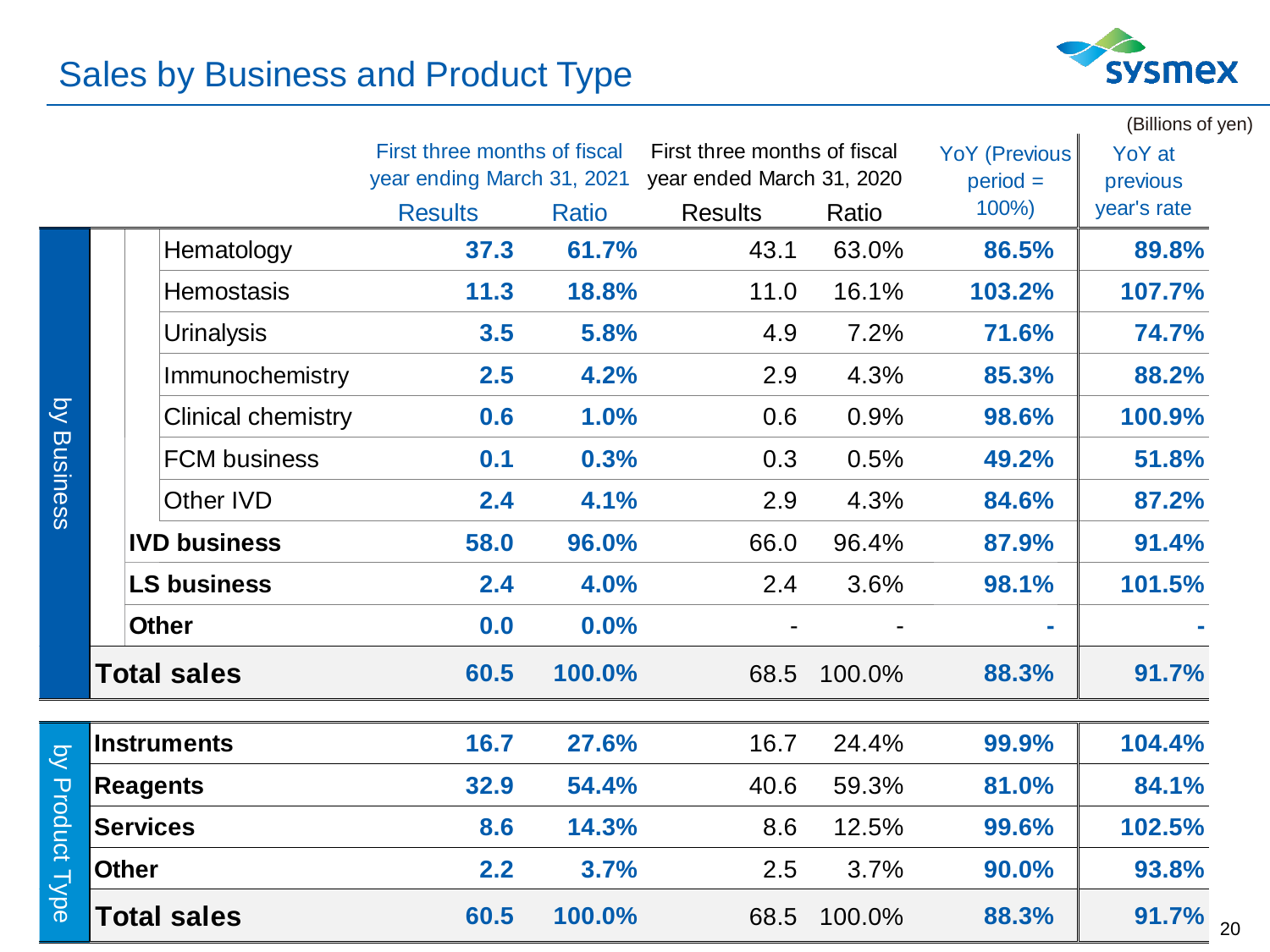# Sales by Business and Product Type

(Billions of yen)

| | | First three months of fiscal year ending March 31, 2021 | | First three months of fiscal year ended March 31, 2020 | | YoY (Previous period = 100%) | YoY at previous year's rate |
|---|---|---|---|---|---|---|---|
| | | Results | Ratio | Results | Ratio | | |
| by Business | Hematology | **37.3** | **61.7%** | 43.1 | 63.0% | **86.5%** | **89.8%** |
| | Hemostasis | **11.3** | **18.8%** | 11.0 | 16.1% | **103.2%** | **107.7%** |
| | Urinalysis | **3.5** | **5.8%** | 4.9 | 7.2% | **71.6%** | **74.7%** |
| | Immunochemistry | **2.5** | **4.2%** | 2.9 | 4.3% | **85.3%** | **88.2%** |
| | Clinical chemistry | **0.6** | **1.0%** | 0.6 | 0.9% | **98.6%** | **100.9%** |
| | FCM business | **0.1** | **0.3%** | 0.3 | 0.5% | **49.2%** | **51.8%** |
| | Other IVD | **2.4** | **4.1%** | 2.9 | 4.3% | **84.6%** | **87.2%** |
| | **IVD business** | **58.0** | **96.0%** | 66.0 | 96.4% | **87.9%** | **91.4%** |
| | **LS business** | **2.4** | **4.0%** | 2.4 | 3.6% | **98.1%** | **101.5%** |
| | **Other** | **0.0** | **0.0%** | - | - | **-** | **-** |
| | **Total sales** | **60.5** | **100.0%** | 68.5 | 100.0% | **88.3%** | **91.7%** |
| by Product Type | **Instruments** | **16.7** | **27.6%** | 16.7 | 24.4% | **99.9%** | **104.4%** |
| | **Reagents** | **32.9** | **54.4%** | 40.6 | 59.3% | **81.0%** | **84.1%** |
| | **Services** | **8.6** | **14.3%** | 8.6 | 12.5% | **99.6%** | **102.5%** |
| | **Other** | **2.2** | **3.7%** | 2.5 | 3.7% | **90.0%** | **93.8%** |
| | **Total sales** | **60.5** | **100.0%** | 68.5 | 100.0% | **88.3%** | **91.7%** |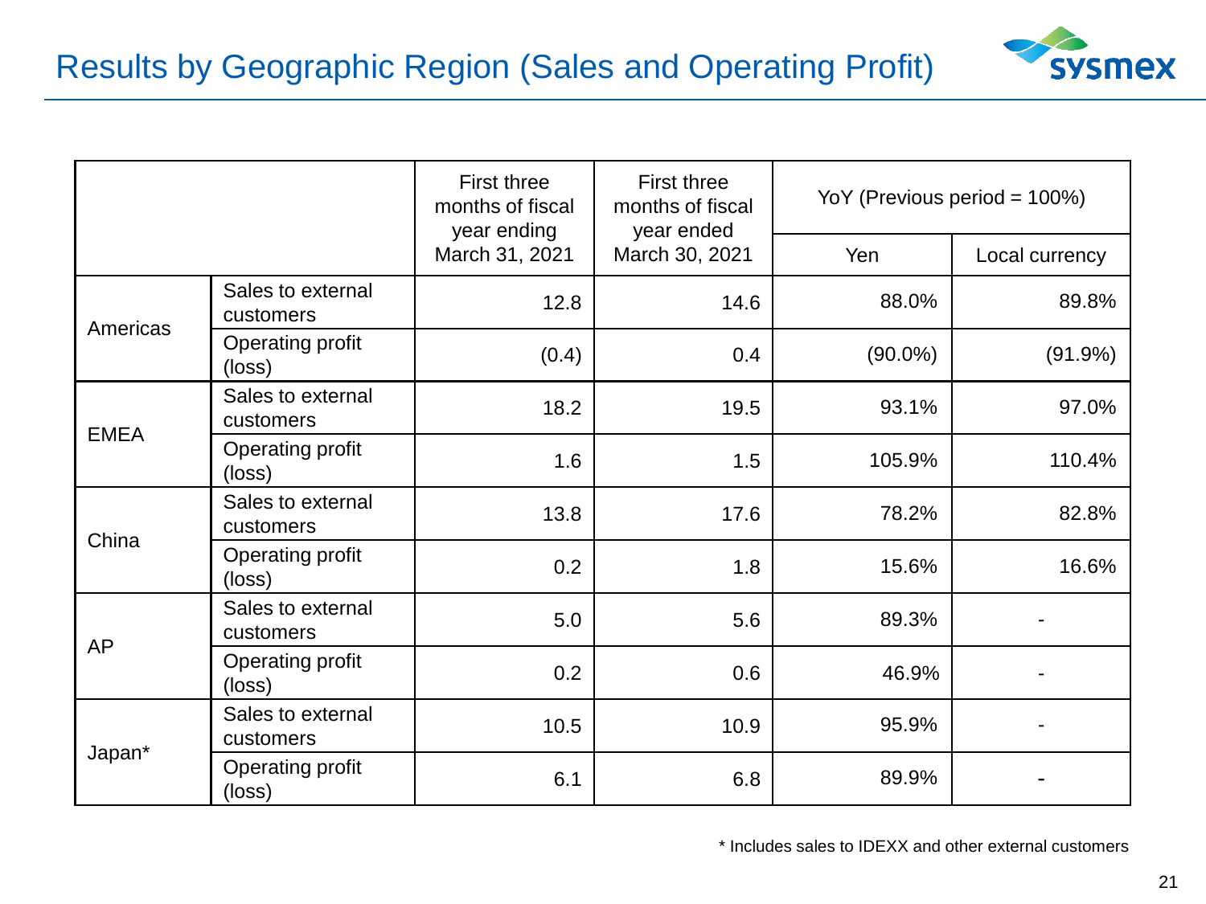# Results by Geographic Region (Sales and Operating Profit)

| | | First three months of fiscal year ending March 31, 2021 | First three months of fiscal year ended March 30, 2021 | YoY (Previous period = 100%) | |
|---|---|---|---|---|---|
| | | | | Yen | Local currency |
| Americas | Sales to external customers | 12.8 | 14.6 | 88.0% | 89.8% |
| | Operating profit (loss) | (0.4) | 0.4 | (90.0%) | (91.9%) |
| EMEA | Sales to external customers | 18.2 | 19.5 | 93.1% | 97.0% |
| | Operating profit (loss) | 1.6 | 1.5 | 105.9% | 110.4% |
| China | Sales to external customers | 13.8 | 17.6 | 78.2% | 82.8% |
| | Operating profit (loss) | 0.2 | 1.8 | 15.6% | 16.6% |
| AP | Sales to external customers | 5.0 | 5.6 | 89.3% | - |
| | Operating profit (loss) | 0.2 | 0.6 | 46.9% | - |
| Japan* | Sales to external customers | 10.5 | 10.9 | 95.9% | - |
| | Operating profit (loss) | 6.1 | 6.8 | 89.9% | - |

* Includes sales to IDEXX and other external customers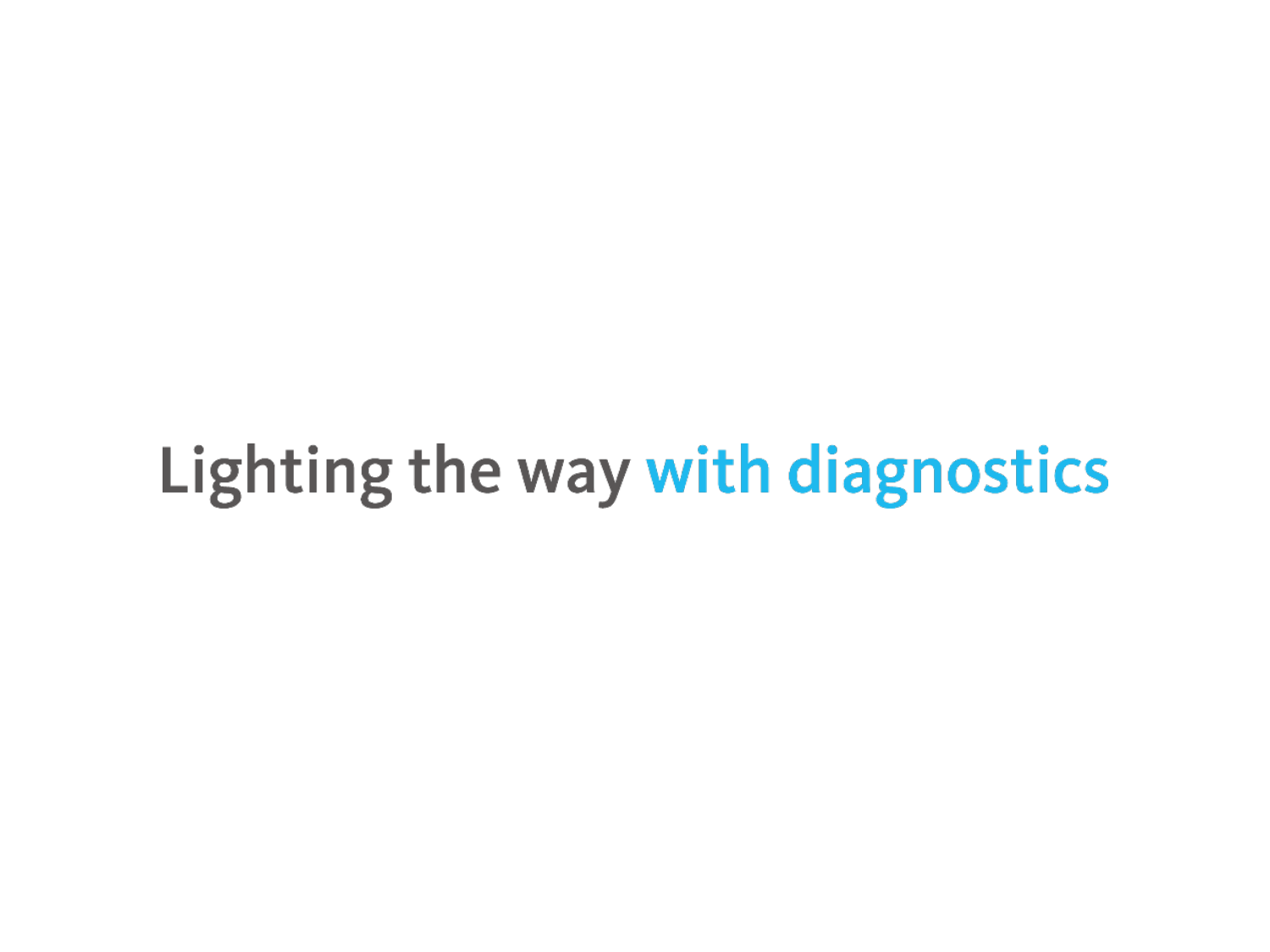Lighting the way with diagnostics